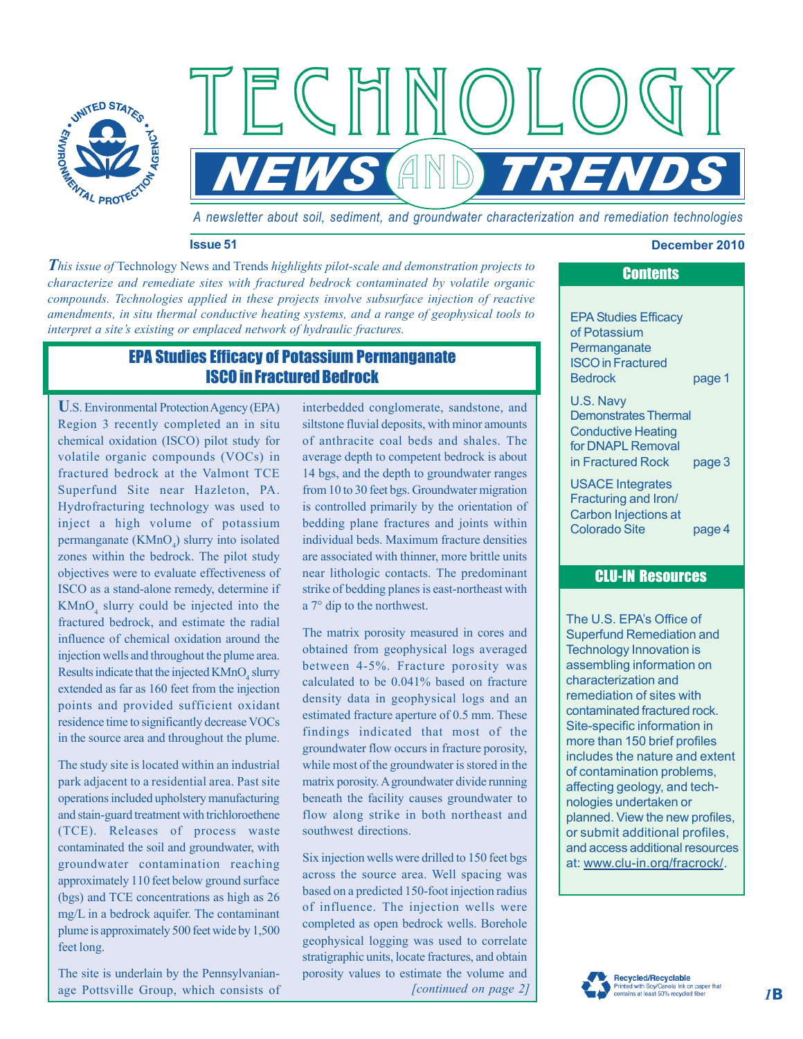# TECHNOLOGY NEWS AND TRENDS

*A newsletter about soil, sediment, and groundwater characterization and remediation technologies*

**Issue 51** **December 2010**

*This issue of* Technology News and Trends *highlights pilot-scale and demonstration projects to characterize and remediate sites with fractured bedrock contaminated by volatile organic compounds. Technologies applied in these projects involve subsurface injection of reactive amendments, in situ thermal conductive heating systems, and a range of geophysical tools to interpret a site's existing or emplaced network of hydraulic fractures.*

## Contents

- EPA Studies Efficacy of Potassium Permanganate ISCO in Fractured Bedrock — page 1
- U.S. Navy Demonstrates Thermal Conductive Heating for DNAPL Removal in Fractured Rock — page 3
- USACE Integrates Fracturing and Iron/Carbon Injections at Colorado Site — page 4

## CLU-IN Resources

The U.S. EPA's Office of Superfund Remediation and Technology Innovation is assembling information on characterization and remediation of sites with contaminated fractured rock. Site-specific information in more than 150 brief profiles includes the nature and extent of contamination problems, affecting geology, and technologies undertaken or planned. View the new profiles, or submit additional profiles, and access additional resources at: www.clu-in.org/fracrock/.

## EPA Studies Efficacy of Potassium Permanganate ISCO in Fractured Bedrock

U.S. Environmental Protection Agency (EPA) Region 3 recently completed an in situ chemical oxidation (ISCO) pilot study for volatile organic compounds (VOCs) in fractured bedrock at the Valmont TCE Superfund Site near Hazleton, PA. Hydrofracturing technology was used to inject a high volume of potassium permanganate ($KMnO_4$) slurry into isolated zones within the bedrock. The pilot study objectives were to evaluate effectiveness of ISCO as a stand-alone remedy, determine if $KMnO_4$ slurry could be injected into the fractured bedrock, and estimate the radial influence of chemical oxidation around the injection wells and throughout the plume area. Results indicate that the injected $KMnO_4$ slurry extended as far as 160 feet from the injection points and provided sufficient oxidant residence time to significantly decrease VOCs in the source area and throughout the plume.

The study site is located within an industrial park adjacent to a residential area. Past site operations included upholstery manufacturing and stain-guard treatment with trichloroethene (TCE). Releases of process waste contaminated the soil and groundwater, with groundwater contamination reaching approximately 110 feet below ground surface (bgs) and TCE concentrations as high as 26 mg/L in a bedrock aquifer. The contaminant plume is approximately 500 feet wide by 1,500 feet long.

The site is underlain by the Pennsylvanian-age Pottsville Group, which consists of interbedded conglomerate, sandstone, and siltstone fluvial deposits, with minor amounts of anthracite coal beds and shales. The average depth to competent bedrock is about 14 bgs, and the depth to groundwater ranges from 10 to 30 feet bgs. Groundwater migration is controlled primarily by the orientation of bedding plane fractures and joints within individual beds. Maximum fracture densities are associated with thinner, more brittle units near lithologic contacts. The predominant strike of bedding planes is east-northeast with a 7° dip to the northwest.

The matrix porosity measured in cores and obtained from geophysical logs averaged between 4-5%. Fracture porosity was calculated to be 0.041% based on fracture density data in geophysical logs and an estimated fracture aperture of 0.5 mm. These findings indicated that most of the groundwater flow occurs in fracture porosity, while most of the groundwater is stored in the matrix porosity. A groundwater divide running beneath the facility causes groundwater to flow along strike in both northeast and southwest directions.

Six injection wells were drilled to 150 feet bgs across the source area. Well spacing was based on a predicted 150-foot injection radius of influence. The injection wells were completed as open bedrock wells. Borehole geophysical logging was used to correlate stratigraphic units, locate fractures, and obtain porosity values to estimate the volume and *[continued on page 2]*

Recycled/Recyclable — Printed with Soy/Canola ink on paper that contains at least 50% recycled fiber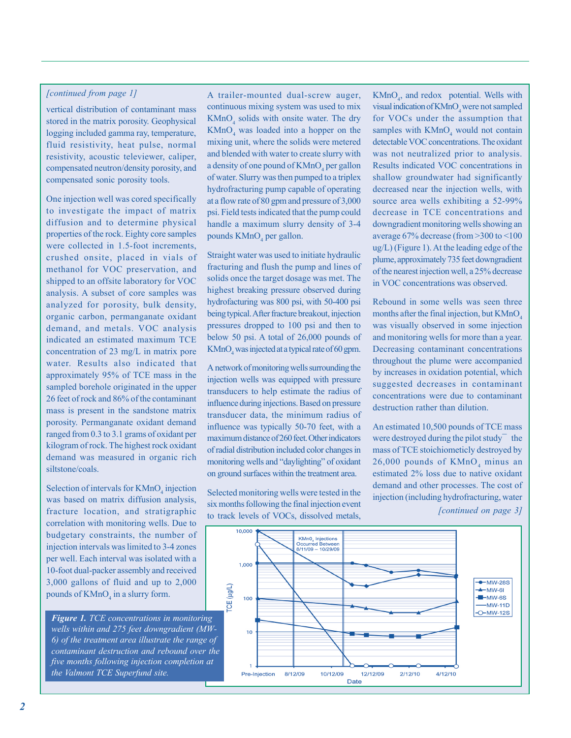*[continued from page 1]*

vertical distribution of contaminant mass stored in the matrix porosity. Geophysical logging included gamma ray, temperature, fluid resistivity, heat pulse, normal resistivity, acoustic televiewer, caliper, compensated neutron/density porosity, and compensated sonic porosity tools.

One injection well was cored specifically to investigate the impact of matrix diffusion and to determine physical properties of the rock. Eighty core samples were collected in 1.5-foot increments, crushed onsite, placed in vials of methanol for VOC preservation, and shipped to an offsite laboratory for VOC analysis. A subset of core samples was analyzed for porosity, bulk density, organic carbon, permanganate oxidant demand, and metals. VOC analysis indicated an estimated maximum TCE concentration of 23 mg/L in matrix pore water. Results also indicated that approximately 95% of TCE mass in the sampled borehole originated in the upper 26 feet of rock and 86% of the contaminant mass is present in the sandstone matrix porosity. Permanganate oxidant demand ranged from 0.3 to 3.1 grams of oxidant per kilogram of rock. The highest rock oxidant demand was measured in organic rich siltstone/coals.

Selection of intervals for $KMnO_4$ injection was based on matrix diffusion analysis, fracture location, and stratigraphic correlation with monitoring wells. Due to budgetary constraints, the number of injection intervals was limited to 3-4 zones per well. Each interval was isolated with a 10-foot dual-packer assembly and received 3,000 gallons of fluid and up to 2,000 pounds of $KMnO_4$ in a slurry form.

A trailer-mounted dual-screw auger, continuous mixing system was used to mix $KMnO_4$ solids with onsite water. The dry $KMnO_4$ was loaded into a hopper on the mixing unit, where the solids were metered and blended with water to create slurry with a density of one pound of $KMnO_4$ per gallon of water. Slurry was then pumped to a triplex hydrofracturing pump capable of operating at a flow rate of 80 gpm and pressure of 3,000 psi. Field tests indicated that the pump could handle a maximum slurry density of 3-4 pounds $KMnO_4$ per gallon.

Straight water was used to initiate hydraulic fracturing and flush the pump and lines of solids once the target dosage was met. The highest breaking pressure observed during hydrofracturing was 800 psi, with 50-400 psi being typical. After fracture breakout, injection pressures dropped to 100 psi and then to below 50 psi. A total of 26,000 pounds of $KMnO_4$ was injected at a typical rate of 60 gpm.

A network of monitoring wells surrounding the injection wells was equipped with pressure transducers to help estimate the radius of influence during injections. Based on pressure transducer data, the minimum radius of influence was typically 50-70 feet, with a maximum distance of 260 feet. Other indicators of radial distribution included color changes in monitoring wells and "daylighting" of oxidant on ground surfaces within the treatment area.

Selected monitoring wells were tested in the six months following the final injection event to track levels of VOCs, dissolved metals, $KMnO_4$, and redox potential. Wells with visual indication of $KMnO_4$ were not sampled for VOCs under the assumption that samples with $KMnO_4$ would not contain detectable VOC concentrations. The oxidant was not neutralized prior to analysis. Results indicated VOC concentrations in shallow groundwater had significantly decreased near the injection wells, with source area wells exhibiting a 52-99% decrease in TCE concentrations and downgradient monitoring wells showing an average 67% decrease (from >300 to <100 ug/L) (Figure 1). At the leading edge of the plume, approximately 735 feet downgradient of the nearest injection well, a 25% decrease in VOC concentrations was observed.

Rebound in some wells was seen three months after the final injection, but $KMnO_4$ was visually observed in some injection and monitoring wells for more than a year. Decreasing contaminant concentrations throughout the plume were accompanied by increases in oxidation potential, which suggested decreases in contaminant concentrations were due to contaminant destruction rather than dilution.

An estimated 10,500 pounds of TCE mass were destroyed during the pilot study¯ the mass of TCE stoichiometicly destroyed by 26,000 pounds of $KMnO_4$ minus an estimated 2% loss due to native oxidant demand and other processes. The cost of injection (including hydrofracturing, water

*[continued on page 3]*

***Figure 1.*** *TCE concentrations in monitoring wells within and 275 feet downgradient (MW-6) of the treatment area illustrate the range of contaminant destruction and rebound over the five months following injection completion at the Valmont TCE Superfund site.*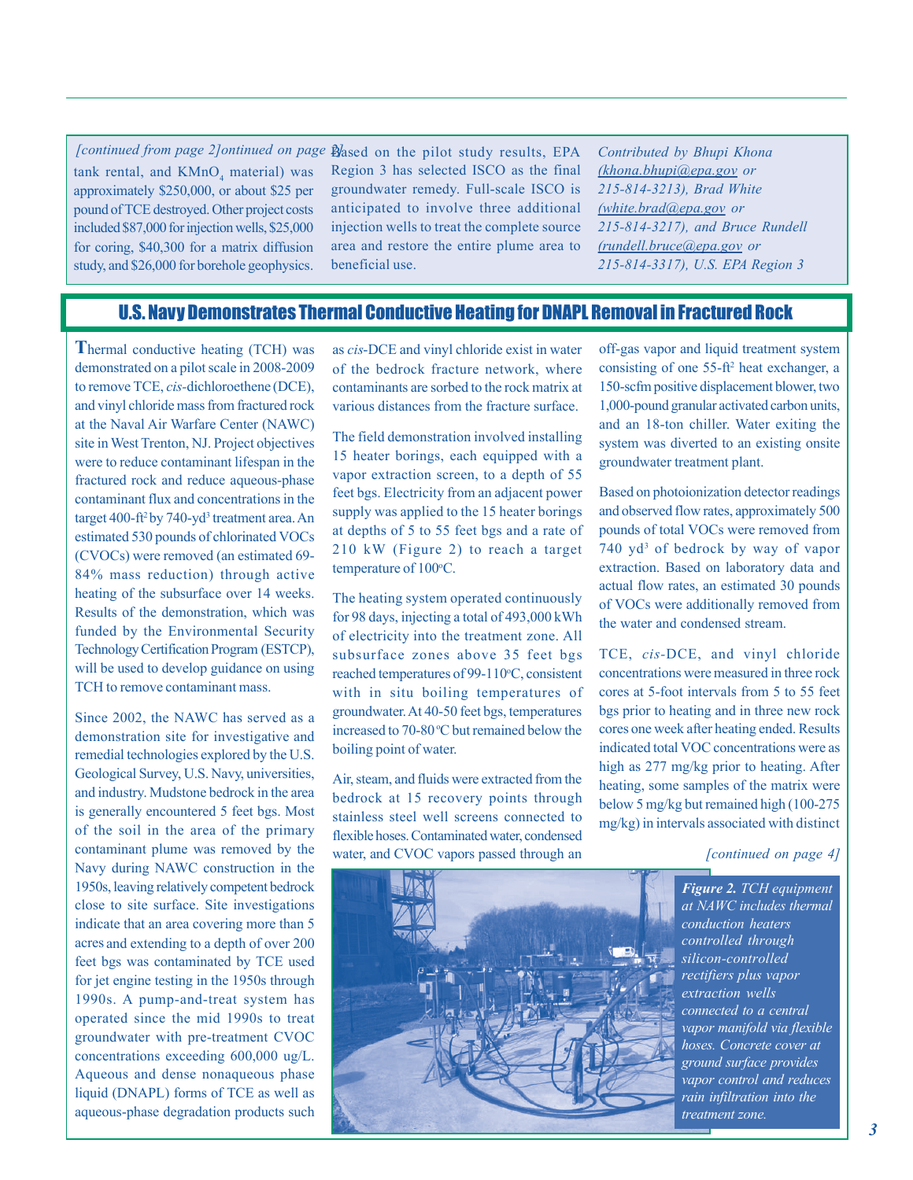*[continued from page 2]*

tank rental, and $KMnO_4$ material) was approximately $250,000, or about $25 per pound of TCE destroyed. Other project costs included $87,000 for injection wells, $25,000 for coring, $40,300 for a matrix diffusion study, and $26,000 for borehole geophysics.

Based on the pilot study results, EPA Region 3 has selected ISCO as the final groundwater remedy. Full-scale ISCO is anticipated to involve three additional injection wells to treat the complete source area and restore the entire plume area to beneficial use.

*Contributed by Bhupi Khona (khona.bhupi@epa.gov or 215-814-3213), Brad White (white.brad@epa.gov or 215-814-3217), and Bruce Rundell (rundell.bruce@epa.gov or 215-814-3317), U.S. EPA Region 3*

## U.S. Navy Demonstrates Thermal Conductive Heating for DNAPL Removal in Fractured Rock

Thermal conductive heating (TCH) was demonstrated on a pilot scale in 2008-2009 to remove TCE, *cis*-dichloroethene (DCE), and vinyl chloride mass from fractured rock at the Naval Air Warfare Center (NAWC) site in West Trenton, NJ. Project objectives were to reduce contaminant lifespan in the fractured rock and reduce aqueous-phase contaminant flux and concentrations in the target 400-$ft^2$ by 740-$yd^3$ treatment area. An estimated 530 pounds of chlorinated VOCs (CVOCs) were removed (an estimated 69-84% mass reduction) through active heating of the subsurface over 14 weeks. Results of the demonstration, which was funded by the Environmental Security Technology Certification Program (ESTCP), will be used to develop guidance on using TCH to remove contaminant mass.

Since 2002, the NAWC has served as a demonstration site for investigative and remedial technologies explored by the U.S. Geological Survey, U.S. Navy, universities, and industry. Mudstone bedrock in the area is generally encountered 5 feet bgs. Most of the soil in the area of the primary contaminant plume was removed by the Navy during NAWC construction in the 1950s, leaving relatively competent bedrock close to site surface. Site investigations indicate that an area covering more than 5 acres and extending to a depth of over 200 feet bgs was contaminated by TCE used for jet engine testing in the 1950s through 1990s. A pump-and-treat system has operated since the mid 1990s to treat groundwater with pre-treatment CVOC concentrations exceeding 600,000 ug/L. Aqueous and dense nonaqueous phase liquid (DNAPL) forms of TCE as well as aqueous-phase degradation products such as *cis*-DCE and vinyl chloride exist in water of the bedrock fracture network, where contaminants are sorbed to the rock matrix at various distances from the fracture surface.

The field demonstration involved installing 15 heater borings, each equipped with a vapor extraction screen, to a depth of 55 feet bgs. Electricity from an adjacent power supply was applied to the 15 heater borings at depths of 5 to 55 feet bgs and a rate of 210 kW (Figure 2) to reach a target temperature of 100°C.

The heating system operated continuously for 98 days, injecting a total of 493,000 kWh of electricity into the treatment zone. All subsurface zones above 35 feet bgs reached temperatures of 99-110°C, consistent with in situ boiling temperatures of groundwater. At 40-50 feet bgs, temperatures increased to 70-80°C but remained below the boiling point of water.

Air, steam, and fluids were extracted from the bedrock at 15 recovery points through stainless steel well screens connected to flexible hoses. Contaminated water, condensed water, and CVOC vapors passed through an off-gas vapor and liquid treatment system consisting of one 55-$ft^2$ heat exchanger, a 150-scfm positive displacement blower, two 1,000-pound granular activated carbon units, and an 18-ton chiller. Water exiting the system was diverted to an existing onsite groundwater treatment plant.

Based on photoionization detector readings and observed flow rates, approximately 500 pounds of total VOCs were removed from 740 $yd^3$ of bedrock by way of vapor extraction. Based on laboratory data and actual flow rates, an estimated 30 pounds of VOCs were additionally removed from the water and condensed stream.

TCE, *cis*-DCE, and vinyl chloride concentrations were measured in three rock cores at 5-foot intervals from 5 to 55 feet bgs prior to heating and in three new rock cores one week after heating ended. Results indicated total VOC concentrations were as high as 277 mg/kg prior to heating. After heating, some samples of the matrix were below 5 mg/kg but remained high (100-275 mg/kg) in intervals associated with distinct

*[continued on page 4]*

***Figure 2.*** *TCH equipment at NAWC includes thermal conduction heaters controlled through silicon-controlled rectifiers plus vapor extraction wells connected to a central vapor manifold via flexible hoses. Concrete cover at ground surface provides vapor control and reduces rain infiltration into the treatment zone.*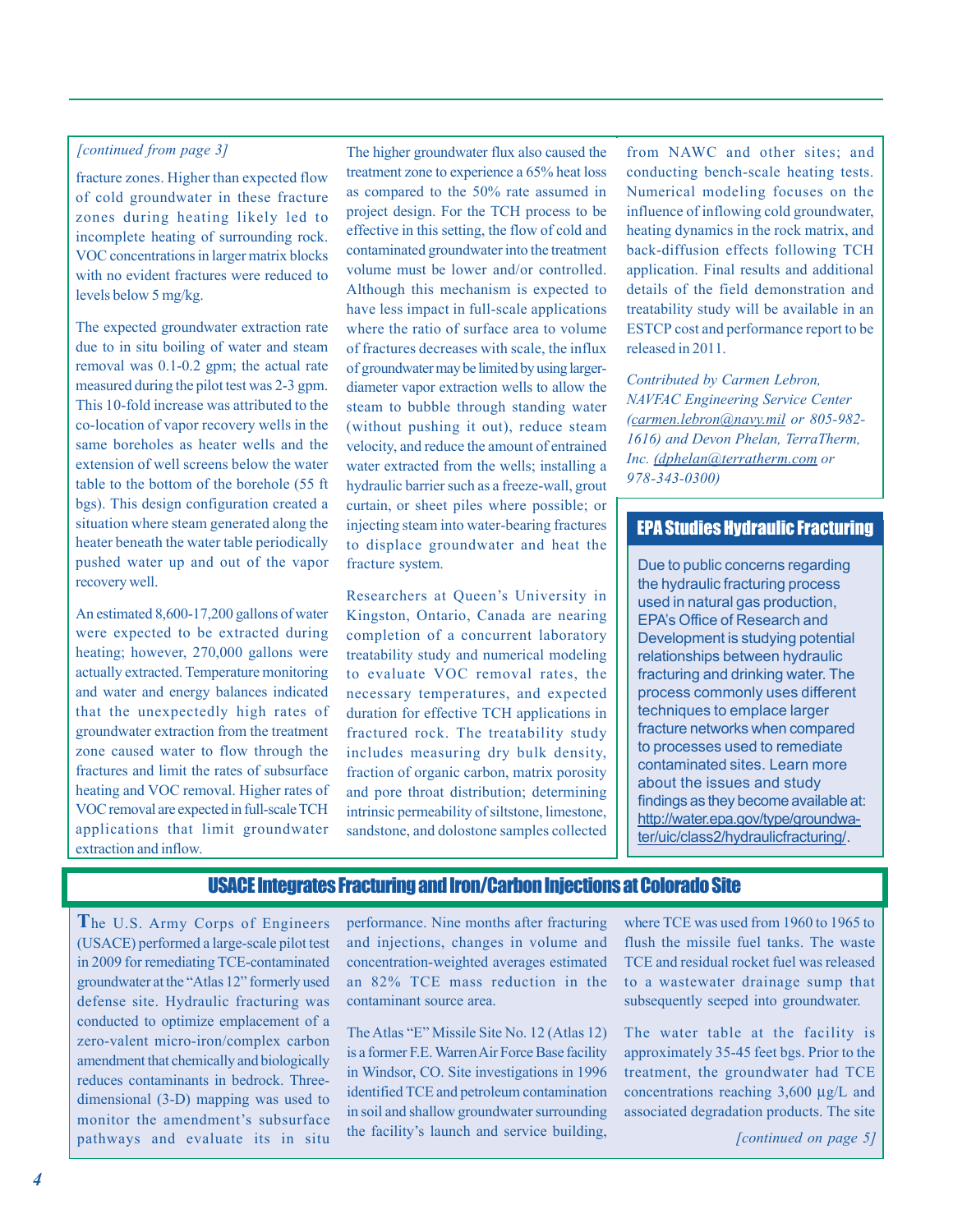*[continued from page 3]*

fracture zones. Higher than expected flow of cold groundwater in these fracture zones during heating likely led to incomplete heating of surrounding rock. VOC concentrations in larger matrix blocks with no evident fractures were reduced to levels below 5 mg/kg.

The expected groundwater extraction rate due to in situ boiling of water and steam removal was 0.1-0.2 gpm; the actual rate measured during the pilot test was 2-3 gpm. This 10-fold increase was attributed to the co-location of vapor recovery wells in the same boreholes as heater wells and the extension of well screens below the water table to the bottom of the borehole (55 ft bgs). This design configuration created a situation where steam generated along the heater beneath the water table periodically pushed water up and out of the vapor recovery well.

An estimated 8,600-17,200 gallons of water were expected to be extracted during heating; however, 270,000 gallons were actually extracted. Temperature monitoring and water and energy balances indicated that the unexpectedly high rates of groundwater extraction from the treatment zone caused water to flow through the fractures and limit the rates of subsurface heating and VOC removal. Higher rates of VOC removal are expected in full-scale TCH applications that limit groundwater extraction and inflow.

The higher groundwater flux also caused the treatment zone to experience a 65% heat loss as compared to the 50% rate assumed in project design. For the TCH process to be effective in this setting, the flow of cold and contaminated groundwater into the treatment volume must be lower and/or controlled. Although this mechanism is expected to have less impact in full-scale applications where the ratio of surface area to volume of fractures decreases with scale, the influx of groundwater may be limited by using larger-diameter vapor extraction wells to allow the steam to bubble through standing water (without pushing it out), reduce steam velocity, and reduce the amount of entrained water extracted from the wells; installing a hydraulic barrier such as a freeze-wall, grout curtain, or sheet piles where possible; or injecting steam into water-bearing fractures to displace groundwater and heat the fracture system.

Researchers at Queen's University in Kingston, Ontario, Canada are nearing completion of a concurrent laboratory treatability study and numerical modeling to evaluate VOC removal rates, the necessary temperatures, and expected duration for effective TCH applications in fractured rock. The treatability study includes measuring dry bulk density, fraction of organic carbon, matrix porosity and pore throat distribution; determining intrinsic permeability of siltstone, limestone, sandstone, and dolostone samples collected from NAWC and other sites; and conducting bench-scale heating tests. Numerical modeling focuses on the influence of inflowing cold groundwater, heating dynamics in the rock matrix, and back-diffusion effects following TCH application. Final results and additional details of the field demonstration and treatability study will be available in an ESTCP cost and performance report to be released in 2011.

*Contributed by Carmen Lebron, NAVFAC Engineering Service Center (carmen.lebron@navy.mil or 805-982-1616) and Devon Phelan, TerraTherm, Inc. (dphelan@terratherm.com or 978-343-0300)*

## EPA Studies Hydraulic Fracturing

Due to public concerns regarding the hydraulic fracturing process used in natural gas production, EPA's Office of Research and Development is studying potential relationships between hydraulic fracturing and drinking water. The process commonly uses different techniques to emplace larger fracture networks when compared to processes used to remediate contaminated sites. Learn more about the issues and study findings as they become available at: http://water.epa.gov/type/groundwater/uic/class2/hydraulicfracturing/.

## USACE Integrates Fracturing and Iron/Carbon Injections at Colorado Site

The U.S. Army Corps of Engineers (USACE) performed a large-scale pilot test in 2009 for remediating TCE-contaminated groundwater at the "Atlas 12" formerly used defense site. Hydraulic fracturing was conducted to optimize emplacement of a zero-valent micro-iron/complex carbon amendment that chemically and biologically reduces contaminants in bedrock. Three-dimensional (3-D) mapping was used to monitor the amendment's subsurface pathways and evaluate its in situ performance. Nine months after fracturing and injections, changes in volume and concentration-weighted averages estimated an 82% TCE mass reduction in the contaminant source area.

The Atlas "E" Missile Site No. 12 (Atlas 12) is a former F.E. Warren Air Force Base facility in Windsor, CO. Site investigations in 1996 identified TCE and petroleum contamination in soil and shallow groundwater surrounding the facility's launch and service building, where TCE was used from 1960 to 1965 to flush the missile fuel tanks. The waste TCE and residual rocket fuel was released to a wastewater drainage sump that subsequently seeped into groundwater.

The water table at the facility is approximately 35-45 feet bgs. Prior to the treatment, the groundwater had TCE concentrations reaching 3,600 µg/L and associated degradation products. The site

*[continued on page 5]*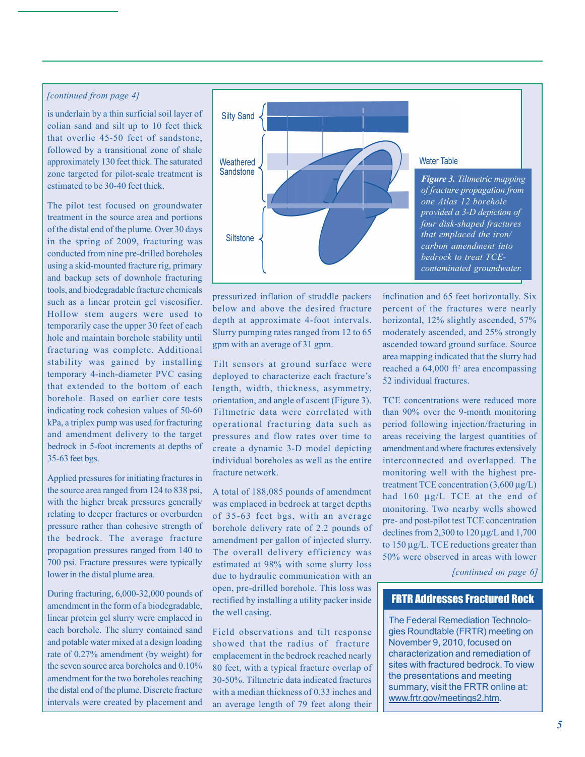*[continued from page 4]*

is underlain by a thin surficial soil layer of eolian sand and silt up to 10 feet thick that overlie 45-50 feet of sandstone, followed by a transitional zone of shale approximately 130 feet thick. The saturated zone targeted for pilot-scale treatment is estimated to be 30-40 feet thick.

The pilot test focused on groundwater treatment in the source area and portions of the distal end of the plume. Over 30 days in the spring of 2009, fracturing was conducted from nine pre-drilled boreholes using a skid-mounted fracture rig, primary and backup sets of downhole fracturing tools, and biodegradable fracture chemicals such as a linear protein gel viscosifier. Hollow stem augers were used to temporarily case the upper 30 feet of each hole and maintain borehole stability until fracturing was complete. Additional stability was gained by installing temporary 4-inch-diameter PVC casing that extended to the bottom of each borehole. Based on earlier core tests indicating rock cohesion values of 50-60 kPa, a triplex pump was used for fracturing and amendment delivery to the target bedrock in 5-foot increments at depths of 35-63 feet bgs.

Applied pressures for initiating fractures in the source area ranged from 124 to 838 psi, with the higher break pressures generally relating to deeper fractures or overburden pressure rather than cohesive strength of the bedrock. The average fracture propagation pressures ranged from 140 to 700 psi. Fracture pressures were typically lower in the distal plume area.

During fracturing, 6,000-32,000 pounds of amendment in the form of a biodegradable, linear protein gel slurry were emplaced in each borehole. The slurry contained sand and potable water mixed at a design loading rate of 0.27% amendment (by weight) for the seven source area boreholes and 0.10% amendment for the two boreholes reaching the distal end of the plume. Discrete fracture intervals were created by placement and pressurized inflation of straddle packers below and above the desired fracture depth at approximate 4-foot intervals. Slurry pumping rates ranged from 12 to 65 gpm with an average of 31 gpm.

Silty Sand

Weathered Sandstone

Siltstone

Water Table

***Figure 3.*** *Tiltmetric mapping of fracture propagation from one Atlas 12 borehole provided a 3-D depiction of four disk-shaped fractures that emplaced the iron/carbon amendment into bedrock to treat TCE-contaminated groundwater.*

Tilt sensors at ground surface were deployed to characterize each fracture's length, width, thickness, asymmetry, orientation, and angle of ascent (Figure 3). Tiltmetric data were correlated with operational fracturing data such as pressures and flow rates over time to create a dynamic 3-D model depicting individual boreholes as well as the entire fracture network.

A total of 188,085 pounds of amendment was emplaced in bedrock at target depths of 35-63 feet bgs, with an average borehole delivery rate of 2.2 pounds of amendment per gallon of injected slurry. The overall delivery efficiency was estimated at 98% with some slurry loss due to hydraulic communication with an open, pre-drilled borehole. This loss was rectified by installing a utility packer inside the well casing.

Field observations and tilt response showed that the radius of fracture emplacement in the bedrock reached nearly 80 feet, with a typical fracture overlap of 30-50%. Tiltmetric data indicated fractures with a median thickness of 0.33 inches and an average length of 79 feet along their inclination and 65 feet horizontally. Six percent of the fractures were nearly horizontal, 12% slightly ascended, 57% moderately ascended, and 25% strongly ascended toward ground surface. Source area mapping indicated that the slurry had reached a 64,000 ft$^2$ area encompassing 52 individual fractures.

TCE concentrations were reduced more than 90% over the 9-month monitoring period following injection/fracturing in areas receiving the largest quantities of amendment and where fractures extensively interconnected and overlapped. The monitoring well with the highest pre-treatment TCE concentration (3,600 µg/L) had 160 µg/L TCE at the end of monitoring. Two nearby wells showed pre- and post-pilot test TCE concentration declines from 2,300 to 120 µg/L and 1,700 to 150 µg/L. TCE reductions greater than 50% were observed in areas with lower

*[continued on page 6]*

## FRTR Addresses Fractured Rock

The Federal Remediation Technologies Roundtable (FRTR) meeting on November 9, 2010, focused on characterization and remediation of sites with fractured bedrock. To view the presentations and meeting summary, visit the FRTR online at: www.frtr.gov/meetings2.htm.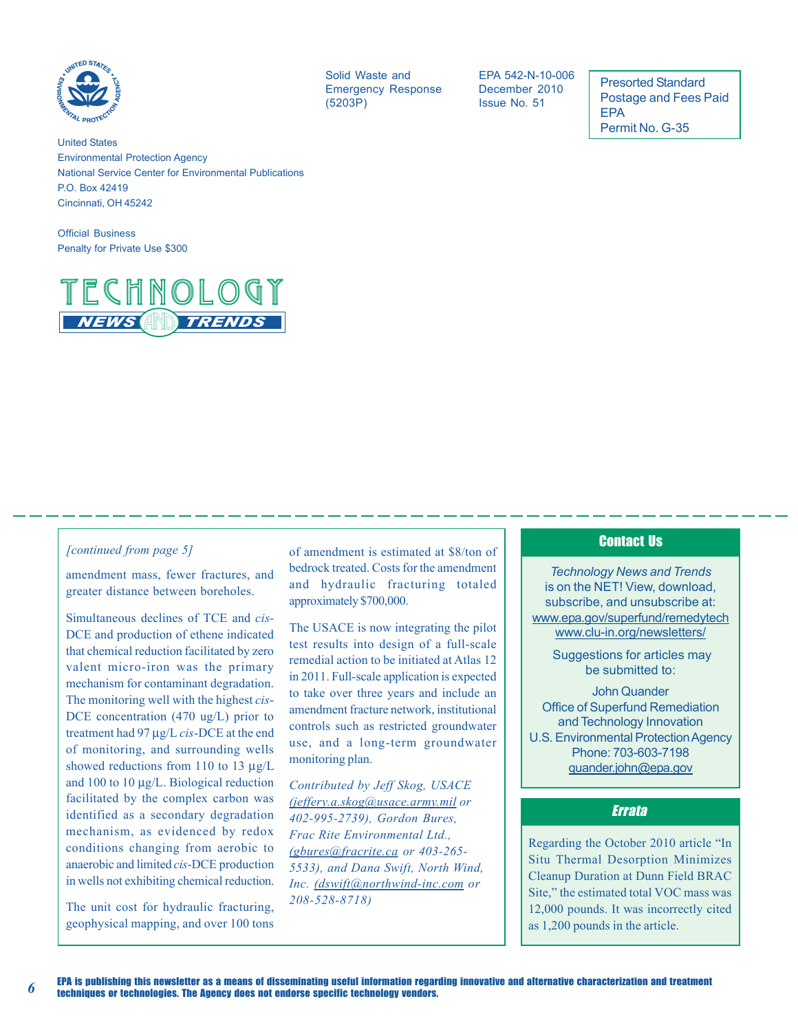Solid Waste and Emergency Response (5203P)

EPA 542-N-10-006
December 2010
Issue No. 51

Presorted Standard
Postage and Fees Paid
EPA
Permit No. G-35

United States
Environmental Protection Agency
National Service Center for Environmental Publications
P.O. Box 42419
Cincinnati, OH 45242

Official Business
Penalty for Private Use $300

# TECHNOLOGY NEWS AND TRENDS

*[continued from page 5]*

amendment mass, fewer fractures, and greater distance between boreholes.

Simultaneous declines of TCE and *cis*-DCE and production of ethene indicated that chemical reduction facilitated by zero valent micro-iron was the primary mechanism for contaminant degradation. The monitoring well with the highest *cis*-DCE concentration (470 ug/L) prior to treatment had 97 µg/L *cis*-DCE at the end of monitoring, and surrounding wells showed reductions from 110 to 13 µg/L and 100 to 10 µg/L. Biological reduction facilitated by the complex carbon was identified as a secondary degradation mechanism, as evidenced by redox conditions changing from aerobic to anaerobic and limited *cis*-DCE production in wells not exhibiting chemical reduction.

The unit cost for hydraulic fracturing, geophysical mapping, and over 100 tons of amendment is estimated at $8/ton of bedrock treated. Costs for the amendment and hydraulic fracturing totaled approximately $700,000.

The USACE is now integrating the pilot test results into design of a full-scale remedial action to be initiated at Atlas 12 in 2011. Full-scale application is expected to take over three years and include an amendment fracture network, institutional controls such as restricted groundwater use, and a long-term groundwater monitoring plan.

*Contributed by Jeff Skog, USACE (jeffery.a.skog@usace.army.mil or 402-995-2739), Gordon Bures, Frac Rite Environmental Ltd., (gbures@fracrite.ca or 403-265-5533), and Dana Swift, North Wind, Inc. (dswift@northwind-inc.com or 208-528-8718)*

## Contact Us

*Technology News and Trends* is on the NET! View, download, subscribe, and unsubscribe at:
www.epa.gov/superfund/remedytech
www.clu-in.org/newsletters/

Suggestions for articles may be submitted to:

John Quander
Office of Superfund Remediation and Technology Innovation
U.S. Environmental Protection Agency
Phone: 703-603-7198
quander.john@epa.gov

## *Errata*

Regarding the October 2010 article "In Situ Thermal Desorption Minimizes Cleanup Duration at Dunn Field BRAC Site," the estimated total VOC mass was 12,000 pounds. It was incorrectly cited as 1,200 pounds in the article.

**EPA is publishing this newsletter as a means of disseminating useful information regarding innovative and alternative characterization and treatment techniques or technologies. The Agency does not endorse specific technology vendors.**